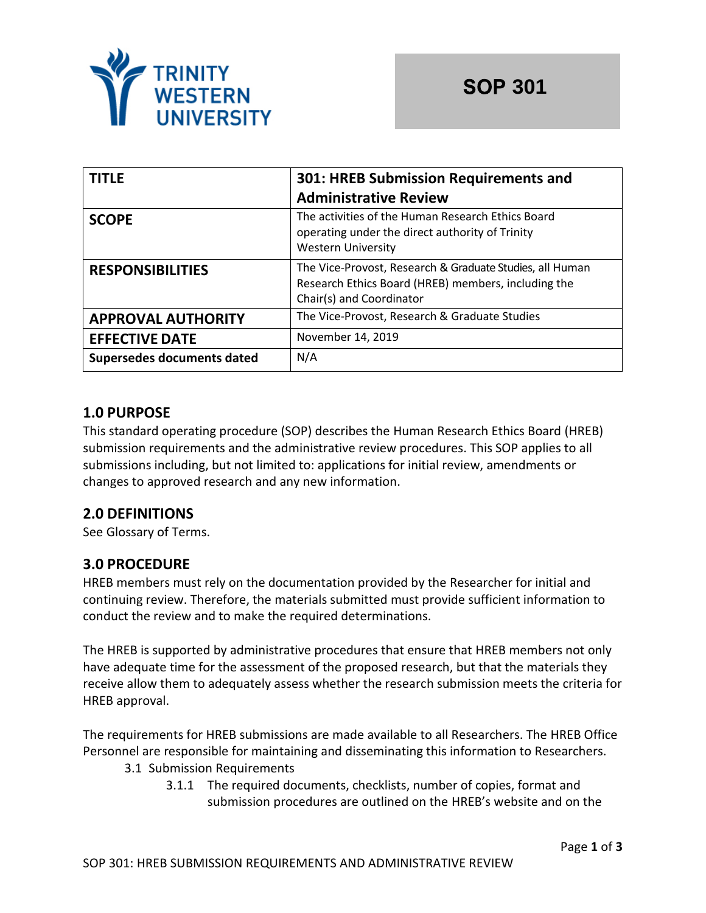# SOP 301

| TITLE | 301: HREB Submission Requirements and Administrative Review |
|---|---|
| SCOPE | The activities of the Human Research Ethics Board operating under the direct authority of Trinity Western University |
| RESPONSIBILITIES | The Vice-Provost, Research & Graduate Studies, all Human Research Ethics Board (HREB) members, including the Chair(s) and Coordinator |
| APPROVAL AUTHORITY | The Vice-Provost, Research & Graduate Studies |
| EFFECTIVE DATE | November 14, 2019 |
| Supersedes documents dated | N/A |

## 1.0 PURPOSE

This standard operating procedure (SOP) describes the Human Research Ethics Board (HREB) submission requirements and the administrative review procedures. This SOP applies to all submissions including, but not limited to: applications for initial review, amendments or changes to approved research and any new information.

## 2.0 DEFINITIONS

See Glossary of Terms.

## 3.0 PROCEDURE

HREB members must rely on the documentation provided by the Researcher for initial and continuing review. Therefore, the materials submitted must provide sufficient information to conduct the review and to make the required determinations.

The HREB is supported by administrative procedures that ensure that HREB members not only have adequate time for the assessment of the proposed research, but that the materials they receive allow them to adequately assess whether the research submission meets the criteria for HREB approval.

The requirements for HREB submissions are made available to all Researchers. The HREB Office Personnel are responsible for maintaining and disseminating this information to Researchers.

3.1 Submission Requirements

3.1.1 The required documents, checklists, number of copies, format and submission procedures are outlined on the HREB's website and on the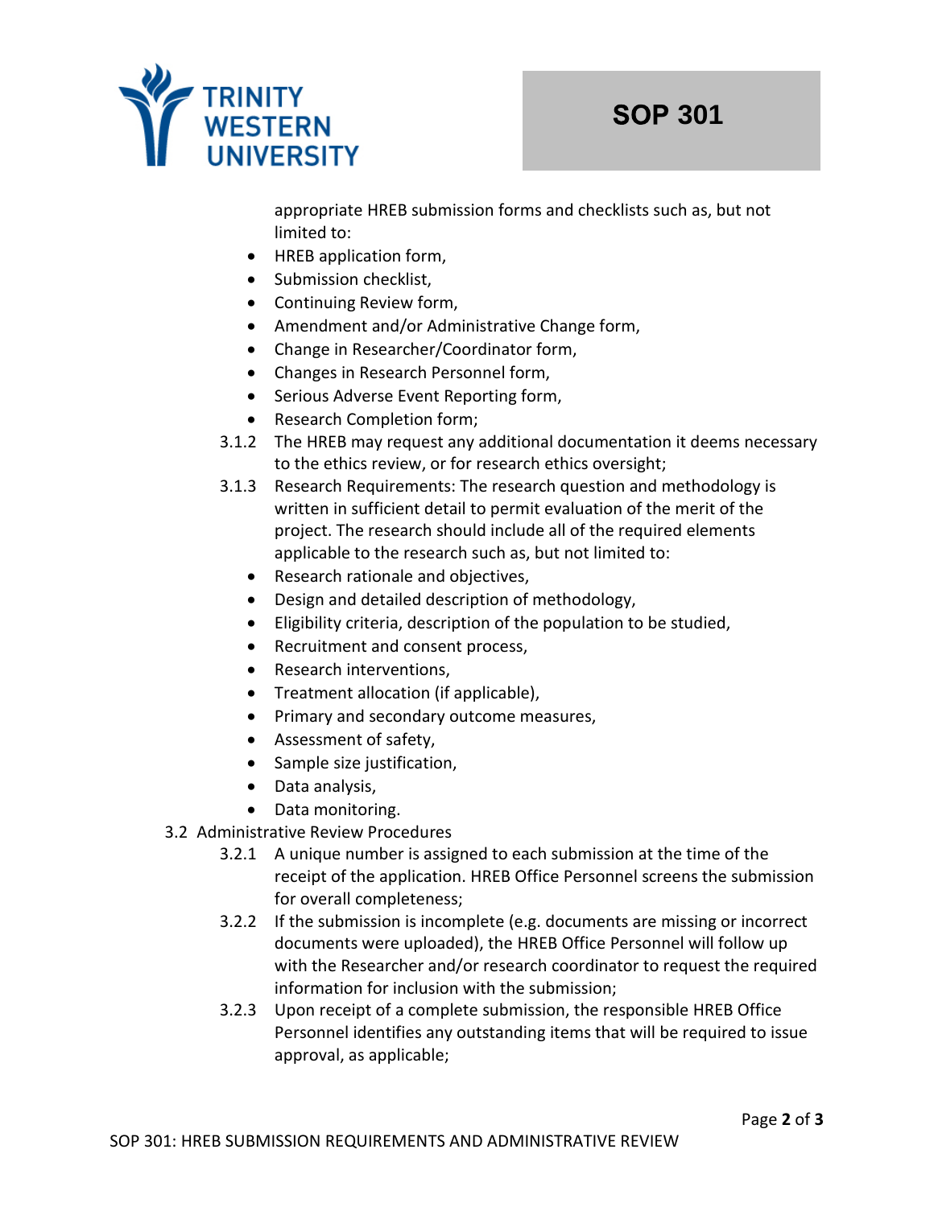appropriate HREB submission forms and checklists such as, but not limited to:

- HREB application form,
- Submission checklist,
- Continuing Review form,
- Amendment and/or Administrative Change form,
- Change in Researcher/Coordinator form,
- Changes in Research Personnel form,
- Serious Adverse Event Reporting form,
- Research Completion form;

3.1.2 The HREB may request any additional documentation it deems necessary to the ethics review, or for research ethics oversight;

3.1.3 Research Requirements: The research question and methodology is written in sufficient detail to permit evaluation of the merit of the project. The research should include all of the required elements applicable to the research such as, but not limited to:

- Research rationale and objectives,
- Design and detailed description of methodology,
- Eligibility criteria, description of the population to be studied,
- Recruitment and consent process,
- Research interventions,
- Treatment allocation (if applicable),
- Primary and secondary outcome measures,
- Assessment of safety,
- Sample size justification,
- Data analysis,
- Data monitoring.

3.2 Administrative Review Procedures

3.2.1 A unique number is assigned to each submission at the time of the receipt of the application. HREB Office Personnel screens the submission for overall completeness;

3.2.2 If the submission is incomplete (e.g. documents are missing or incorrect documents were uploaded), the HREB Office Personnel will follow up with the Researcher and/or research coordinator to request the required information for inclusion with the submission;

3.2.3 Upon receipt of a complete submission, the responsible HREB Office Personnel identifies any outstanding items that will be required to issue approval, as applicable;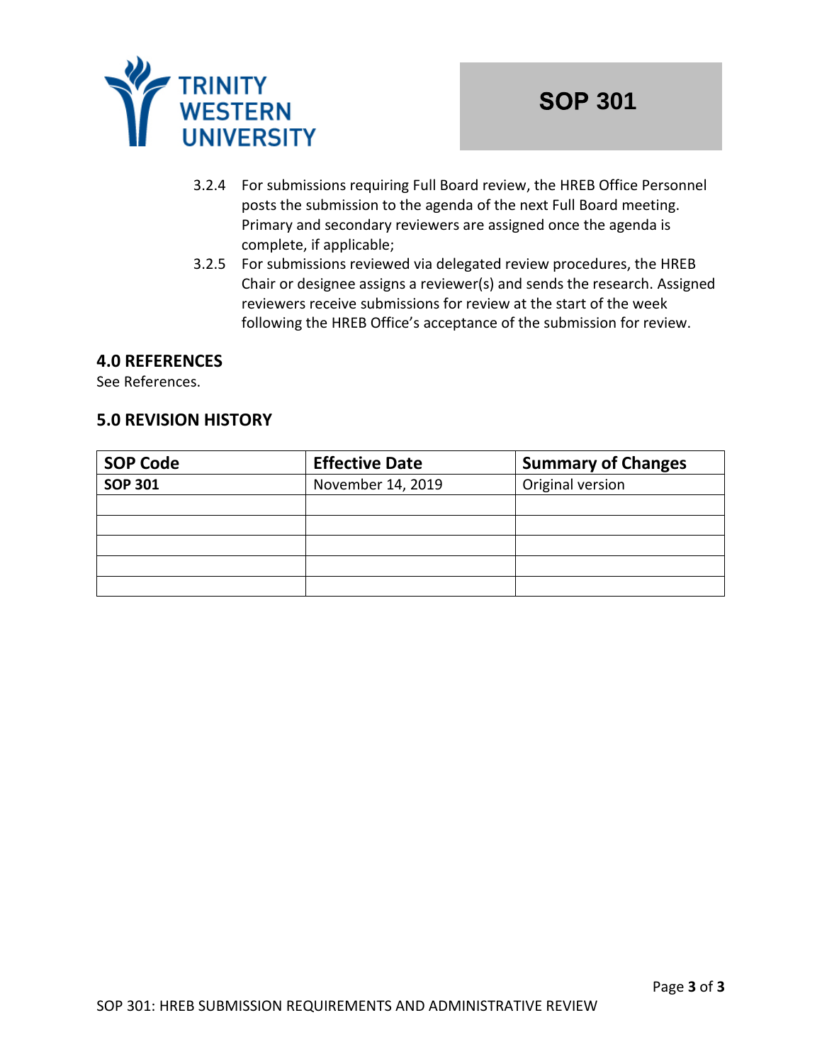3.2.4 For submissions requiring Full Board review, the HREB Office Personnel posts the submission to the agenda of the next Full Board meeting. Primary and secondary reviewers are assigned once the agenda is complete, if applicable;

3.2.5 For submissions reviewed via delegated review procedures, the HREB Chair or designee assigns a reviewer(s) and sends the research. Assigned reviewers receive submissions for review at the start of the week following the HREB Office's acceptance of the submission for review.

## 4.0 REFERENCES

See References.

## 5.0 REVISION HISTORY

| SOP Code | Effective Date | Summary of Changes |
|---|---|---|
| **SOP 301** | November 14, 2019 | Original version |
| | | |
| | | |
| | | |
| | | |
| | | |